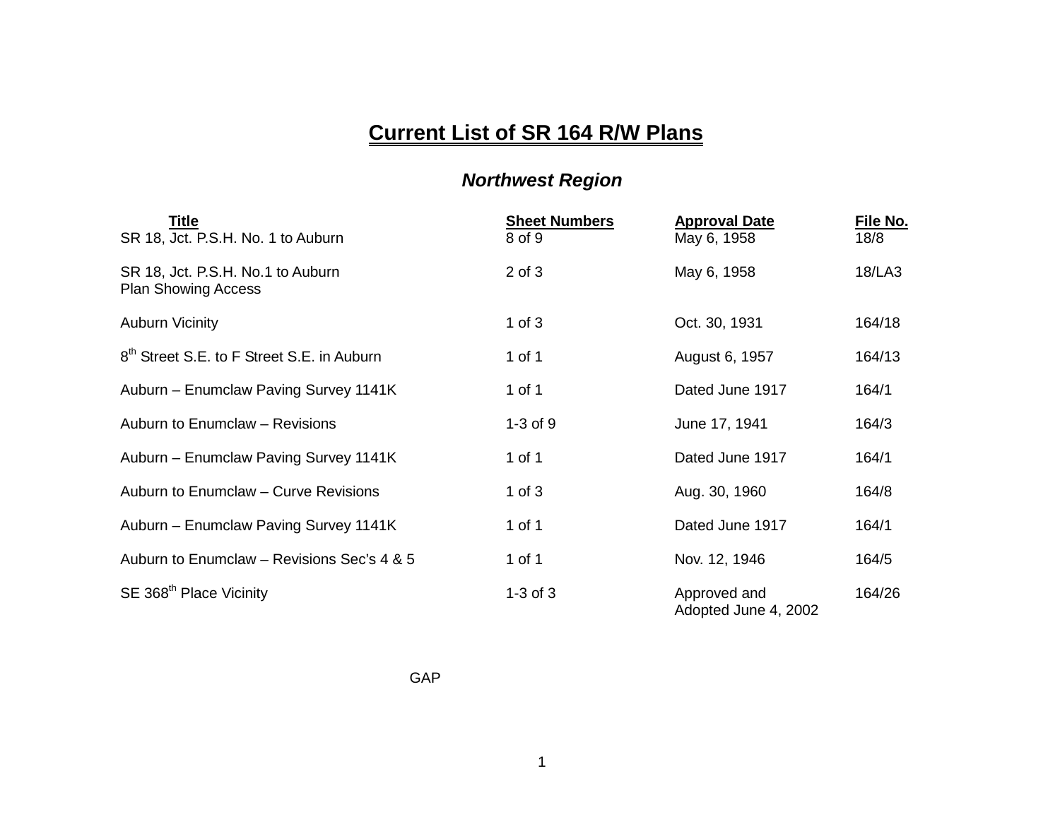# Current List of SR 164 R/W Plans

## *Northwest Region*

| Title | Sheet Numbers | Approval Date | File No. |
|---|---|---|---|
| SR 18, Jct. P.S.H. No. 1 to Auburn | 8 of 9 | May 6, 1958 | 18/8 |
| SR 18, Jct. P.S.H. No.1 to Auburn Plan Showing Access | 2 of 3 | May 6, 1958 | 18/LA3 |
| Auburn Vicinity | 1 of 3 | Oct. 30, 1931 | 164/18 |
| 8th Street S.E. to F Street S.E. in Auburn | 1 of 1 | August 6, 1957 | 164/13 |
| Auburn – Enumclaw Paving Survey 1141K | 1 of 1 | Dated June 1917 | 164/1 |
| Auburn to Enumclaw – Revisions | 1-3 of 9 | June 17, 1941 | 164/3 |
| Auburn – Enumclaw Paving Survey 1141K | 1 of 1 | Dated June 1917 | 164/1 |
| Auburn to Enumclaw – Curve Revisions | 1 of 3 | Aug. 30, 1960 | 164/8 |
| Auburn – Enumclaw Paving Survey 1141K | 1 of 1 | Dated June 1917 | 164/1 |
| Auburn to Enumclaw – Revisions Sec's 4 & 5 | 1 of 1 | Nov. 12, 1946 | 164/5 |
| SE 368th Place Vicinity | 1-3 of 3 | Approved and Adopted June 4, 2002 | 164/26 |

GAP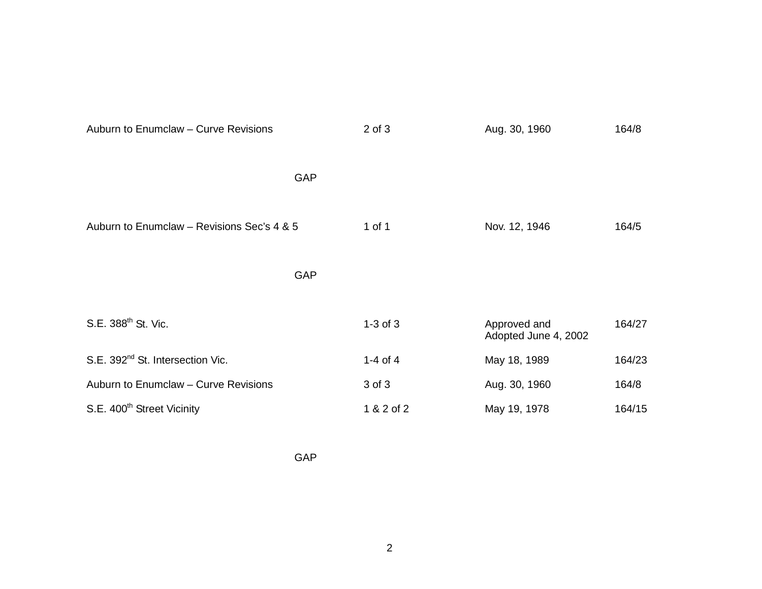| | | | |
|---|---|---|---|
| Auburn to Enumclaw – Curve Revisions | 2 of 3 | Aug. 30, 1960 | 164/8 |

GAP

| | | | |
|---|---|---|---|
| Auburn to Enumclaw – Revisions Sec's 4 & 5 | 1 of 1 | Nov. 12, 1946 | 164/5 |

GAP

| | | | |
|---|---|---|---|
| S.E. 388th St. Vic. | 1-3 of 3 | Approved and Adopted June 4, 2002 | 164/27 |
| S.E. 392nd St. Intersection Vic. | 1-4 of 4 | May 18, 1989 | 164/23 |
| Auburn to Enumclaw – Curve Revisions | 3 of 3 | Aug. 30, 1960 | 164/8 |
| S.E. 400th Street Vicinity | 1 & 2 of 2 | May 19, 1978 | 164/15 |

GAP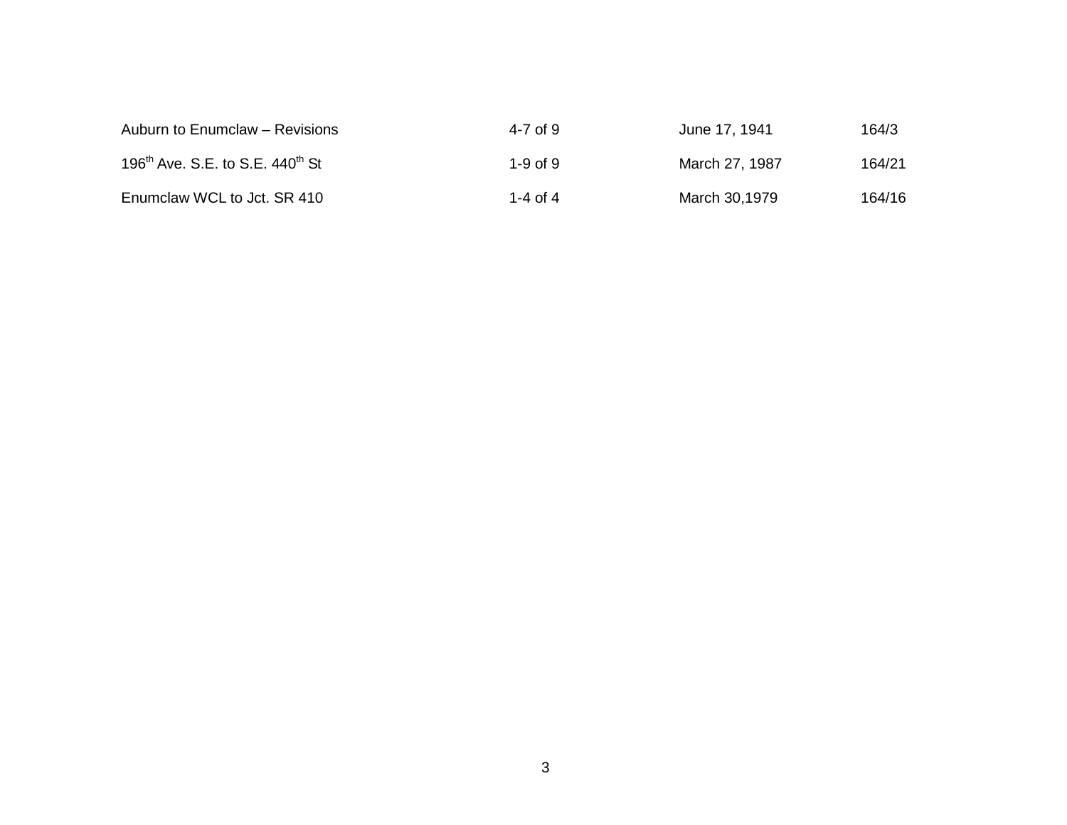| | | | |
|---|---|---|---|
| Auburn to Enumclaw – Revisions | 4-7 of 9 | June 17, 1941 | 164/3 |
| 196th Ave. S.E. to S.E. 440th St | 1-9 of 9 | March 27, 1987 | 164/21 |
| Enumclaw WCL to Jct. SR 410 | 1-4 of 4 | March 30,1979 | 164/16 |